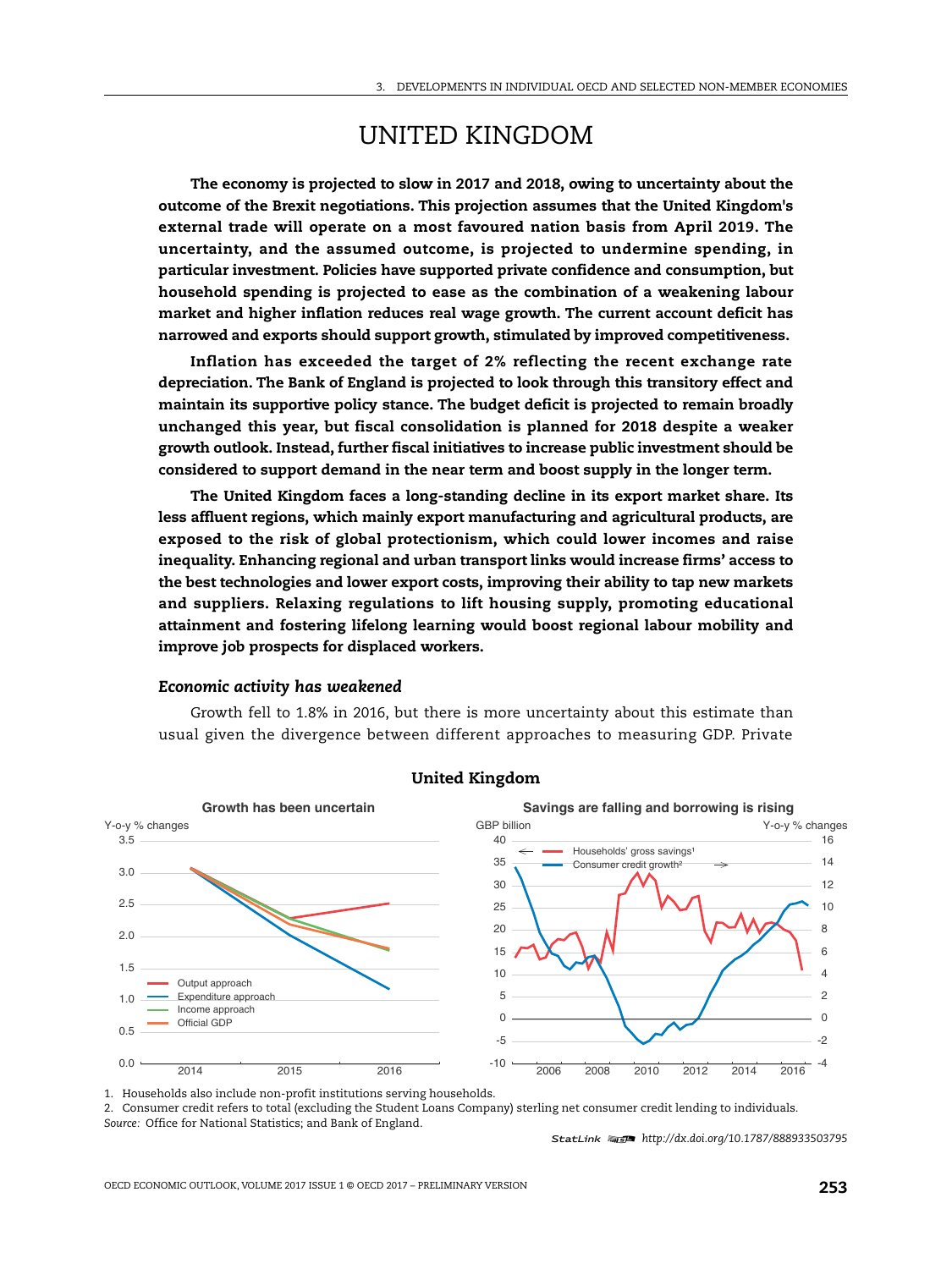# UNITED KINGDOM

**The economy is projected to slow in 2017 and 2018, owing to uncertainty about the outcome of the Brexit negotiations. This projection assumes that the United Kingdom's external trade will operate on a most favoured nation basis from April 2019. The uncertainty, and the assumed outcome, is projected to undermine spending, in particular investment. Policies have supported private confidence and consumption, but household spending is projected to ease as the combination of a weakening labour market and higher inflation reduces real wage growth. The current account deficit has narrowed and exports should support growth, stimulated by improved competitiveness.**

**Inflation has exceeded the target of 2% reflecting the recent exchange rate depreciation. The Bank of England is projected to look through this transitory effect and maintain its supportive policy stance. The budget deficit is projected to remain broadly unchanged this year, but fiscal consolidation is planned for 2018 despite a weaker growth outlook. Instead, further fiscal initiatives to increase public investment should be considered to support demand in the near term and boost supply in the longer term.**

**The United Kingdom faces a long-standing decline in its export market share. Its less affluent regions, which mainly export manufacturing and agricultural products, are exposed to the risk of global protectionism, which could lower incomes and raise inequality. Enhancing regional and urban transport links would increase firms' access to the best technologies and lower export costs, improving their ability to tap new markets and suppliers. Relaxing regulations to lift housing supply, promoting educational attainment and fostering lifelong learning would boost regional labour mobility and improve job prospects for displaced workers.**

### *Economic activity has weakened*

Growth fell to 1.8% in 2016, but there is more uncertainty about this estimate than usual given the divergence between different approaches to measuring GDP. Private

**United Kingdom**

Growth has been uncertain

Savings are falling and borrowing is rising

1. Households also include non-profit institutions serving households.
2. Consumer credit refers to total (excluding the Student Loans Company) sterling net consumer credit lending to individuals.

*Source:* Office for National Statistics; and Bank of England.

StatLink http://dx.doi.org/10.1787/888933503795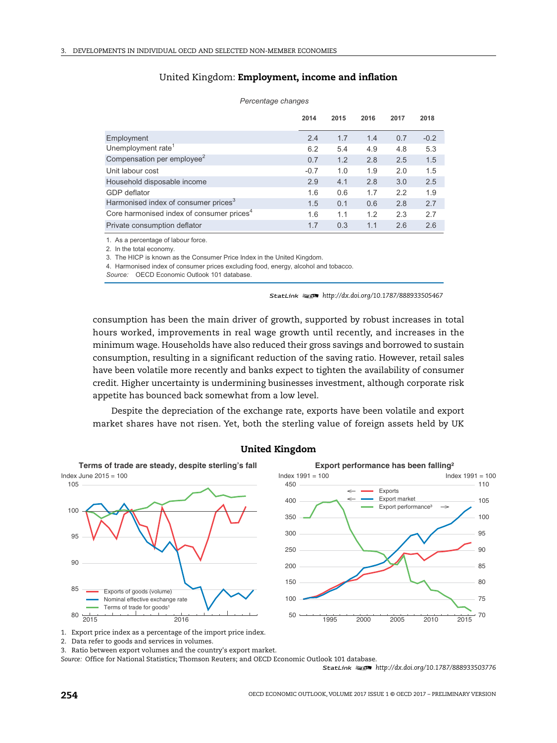### United Kingdom: **Employment, income and inflation**

*Percentage changes*

| | 2014 | 2015 | 2016 | 2017 | 2018 |
|---|---|---|---|---|---|
| Employment | 2.4 | 1.7 | 1.4 | 0.7 | -0.2 |
| Unemployment rate[1] | 6.2 | 5.4 | 4.9 | 4.8 | 5.3 |
| Compensation per employee[2] | 0.7 | 1.2 | 2.8 | 2.5 | 1.5 |
| Unit labour cost | -0.7 | 1.0 | 1.9 | 2.0 | 1.5 |
| Household disposable income | 2.9 | 4.1 | 2.8 | 3.0 | 2.5 |
| GDP deflator | 1.6 | 0.6 | 1.7 | 2.2 | 1.9 |
| Harmonised index of consumer prices[3] | 1.5 | 0.1 | 0.6 | 2.8 | 2.7 |
| Core harmonised index of consumer prices[4] | 1.6 | 1.1 | 1.2 | 2.3 | 2.7 |
| Private consumption deflator | 1.7 | 0.3 | 1.1 | 2.6 | 2.6 |

1. As a percentage of labour force.
2. In the total economy.
3. The HICP is known as the Consumer Price Index in the United Kingdom.
4. Harmonised index of consumer prices excluding food, energy, alcohol and tobacco.

*Source:* OECD Economic Outlook 101 database.

StatLink http://dx.doi.org/10.1787/888933505467

consumption has been the main driver of growth, supported by robust increases in total hours worked, improvements in real wage growth until recently, and increases in the minimum wage. Households have also reduced their gross savings and borrowed to sustain consumption, resulting in a significant reduction of the saving ratio. However, retail sales have been volatile more recently and banks expect to tighten the availability of consumer credit. Higher uncertainty is undermining businesses investment, although corporate risk appetite has bounced back somewhat from a low level.

Despite the depreciation of the exchange rate, exports have been volatile and export market shares have not risen. Yet, both the sterling value of foreign assets held by UK

### United Kingdom

**Terms of trade are steady, despite sterling's fall**

**Export performance has been falling[2]**

1. Export price index as a percentage of the import price index.
2. Data refer to goods and services in volumes.
3. Ratio between export volumes and the country's export market.

*Source:* Office for National Statistics; Thomson Reuters; and OECD Economic Outlook 101 database.

StatLink http://dx.doi.org/10.1787/888933503776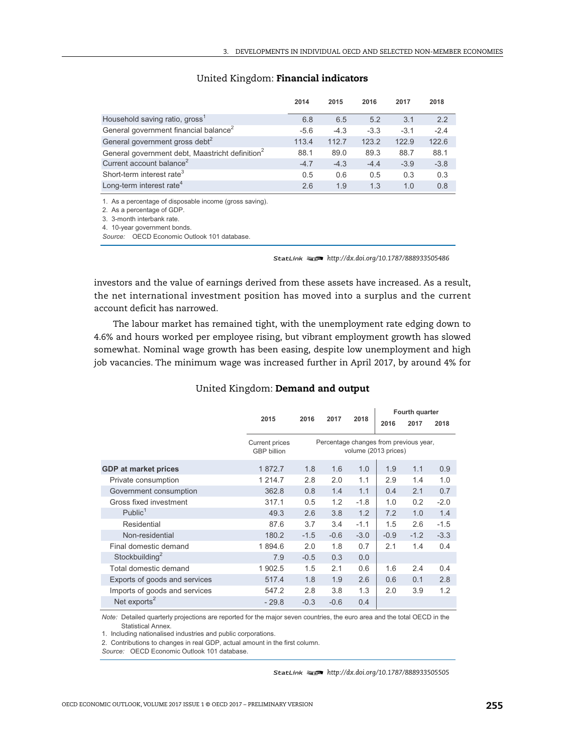United Kingdom: **Financial indicators**

| | 2014 | 2015 | 2016 | 2017 | 2018 |
|---|---|---|---|---|---|
| Household saving ratio, gross[1] | 6.8 | 6.5 | 5.2 | 3.1 | 2.2 |
| General government financial balance[2] | -5.6 | -4.3 | -3.3 | -3.1 | -2.4 |
| General government gross debt[2] | 113.4 | 112.7 | 123.2 | 122.9 | 122.6 |
| General government debt, Maastricht definition[2] | 88.1 | 89.0 | 89.3 | 88.7 | 88.1 |
| Current account balance[2] | -4.7 | -4.3 | -4.4 | -3.9 | -3.8 |
| Short-term interest rate[3] | 0.5 | 0.6 | 0.5 | 0.3 | 0.3 |
| Long-term interest rate[4] | 2.6 | 1.9 | 1.3 | 1.0 | 0.8 |

1. As a percentage of disposable income (gross saving).
2. As a percentage of GDP.
3. 3-month interbank rate.
4. 10-year government bonds.

*Source:* OECD Economic Outlook 101 database.

StatLink http://dx.doi.org/10.1787/888933505486

investors and the value of earnings derived from these assets have increased. As a result, the net international investment position has moved into a surplus and the current account deficit has narrowed.

The labour market has remained tight, with the unemployment rate edging down to 4.6% and hours worked per employee rising, but vibrant employment growth has slowed somewhat. Nominal wage growth has been easing, despite low unemployment and high job vacancies. The minimum wage was increased further in April 2017, by around 4% for

United Kingdom: **Demand and output**

| | 2015 | 2016 | 2017 | 2018 | Fourth quarter 2016 | Fourth quarter 2017 | Fourth quarter 2018 |
|---|---|---|---|---|---|---|---|
| | Current prices GBP billion | Percentage changes from previous year, volume (2013 prices) | | | | | |
| **GDP at market prices** | 1 872.7 | 1.8 | 1.6 | 1.0 | 1.9 | 1.1 | 0.9 |
| Private consumption | 1 214.7 | 2.8 | 2.0 | 1.1 | 2.9 | 1.4 | 1.0 |
| Government consumption | 362.8 | 0.8 | 1.4 | 1.1 | 0.4 | 2.1 | 0.7 |
| Gross fixed investment | 317.1 | 0.5 | 1.2 | -1.8 | 1.0 | 0.2 | -2.0 |
| Public[1] | 49.3 | 2.6 | 3.8 | 1.2 | 7.2 | 1.0 | 1.4 |
| Residential | 87.6 | 3.7 | 3.4 | -1.1 | 1.5 | 2.6 | -1.5 |
| Non-residential | 180.2 | -1.5 | -0.6 | -3.0 | -0.9 | -1.2 | -3.3 |
| Final domestic demand | 1 894.6 | 2.0 | 1.8 | 0.7 | 2.1 | 1.4 | 0.4 |
| Stockbuilding[2] | 7.9 | -0.5 | 0.3 | 0.0 | | | |
| Total domestic demand | 1 902.5 | 1.5 | 2.1 | 0.6 | 1.6 | 2.4 | 0.4 |
| Exports of goods and services | 517.4 | 1.8 | 1.9 | 2.6 | 0.6 | 0.1 | 2.8 |
| Imports of goods and services | 547.2 | 2.8 | 3.8 | 1.3 | 2.0 | 3.9 | 1.2 |
| Net exports[2] | - 29.8 | -0.3 | -0.6 | 0.4 | | | |

*Note:* Detailed quarterly projections are reported for the major seven countries, the euro area and the total OECD in the Statistical Annex.

1. Including nationalised industries and public corporations.
2. Contributions to changes in real GDP, actual amount in the first column.

*Source:* OECD Economic Outlook 101 database.

StatLink http://dx.doi.org/10.1787/888933505505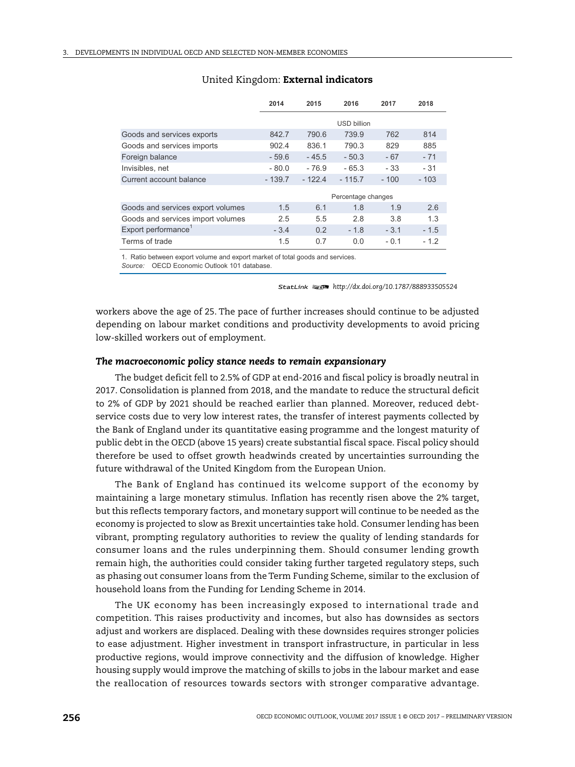United Kingdom: **External indicators**

| | 2014 | 2015 | 2016 | 2017 | 2018 |
|---|---|---|---|---|---|
| | | | USD billion | | |
| Goods and services exports | 842.7 | 790.6 | 739.9 | 762 | 814 |
| Goods and services imports | 902.4 | 836.1 | 790.3 | 829 | 885 |
| Foreign balance | - 59.6 | - 45.5 | - 50.3 | - 67 | - 71 |
| Invisibles, net | - 80.0 | - 76.9 | - 65.3 | - 33 | - 31 |
| Current account balance | - 139.7 | - 122.4 | - 115.7 | - 100 | - 103 |
| | | | Percentage changes | | |
| Goods and services export volumes | 1.5 | 6.1 | 1.8 | 1.9 | 2.6 |
| Goods and services import volumes | 2.5 | 5.5 | 2.8 | 3.8 | 1.3 |
| Export performance[1] | - 3.4 | 0.2 | - 1.8 | - 3.1 | - 1.5 |
| Terms of trade | 1.5 | 0.7 | 0.0 | - 0.1 | - 1.2 |

1. Ratio between export volume and export market of total goods and services.
*Source:* OECD Economic Outlook 101 database.

StatLink http://dx.doi.org/10.1787/888933505524

workers above the age of 25. The pace of further increases should continue to be adjusted depending on labour market conditions and productivity developments to avoid pricing low-skilled workers out of employment.

### *The macroeconomic policy stance needs to remain expansionary*

The budget deficit fell to 2.5% of GDP at end-2016 and fiscal policy is broadly neutral in 2017. Consolidation is planned from 2018, and the mandate to reduce the structural deficit to 2% of GDP by 2021 should be reached earlier than planned. Moreover, reduced debt-service costs due to very low interest rates, the transfer of interest payments collected by the Bank of England under its quantitative easing programme and the longest maturity of public debt in the OECD (above 15 years) create substantial fiscal space. Fiscal policy should therefore be used to offset growth headwinds created by uncertainties surrounding the future withdrawal of the United Kingdom from the European Union.

The Bank of England has continued its welcome support of the economy by maintaining a large monetary stimulus. Inflation has recently risen above the 2% target, but this reflects temporary factors, and monetary support will continue to be needed as the economy is projected to slow as Brexit uncertainties take hold. Consumer lending has been vibrant, prompting regulatory authorities to review the quality of lending standards for consumer loans and the rules underpinning them. Should consumer lending growth remain high, the authorities could consider taking further targeted regulatory steps, such as phasing out consumer loans from the Term Funding Scheme, similar to the exclusion of household loans from the Funding for Lending Scheme in 2014.

The UK economy has been increasingly exposed to international trade and competition. This raises productivity and incomes, but also has downsides as sectors adjust and workers are displaced. Dealing with these downsides requires stronger policies to ease adjustment. Higher investment in transport infrastructure, in particular in less productive regions, would improve connectivity and the diffusion of knowledge. Higher housing supply would improve the matching of skills to jobs in the labour market and ease the reallocation of resources towards sectors with stronger comparative advantage.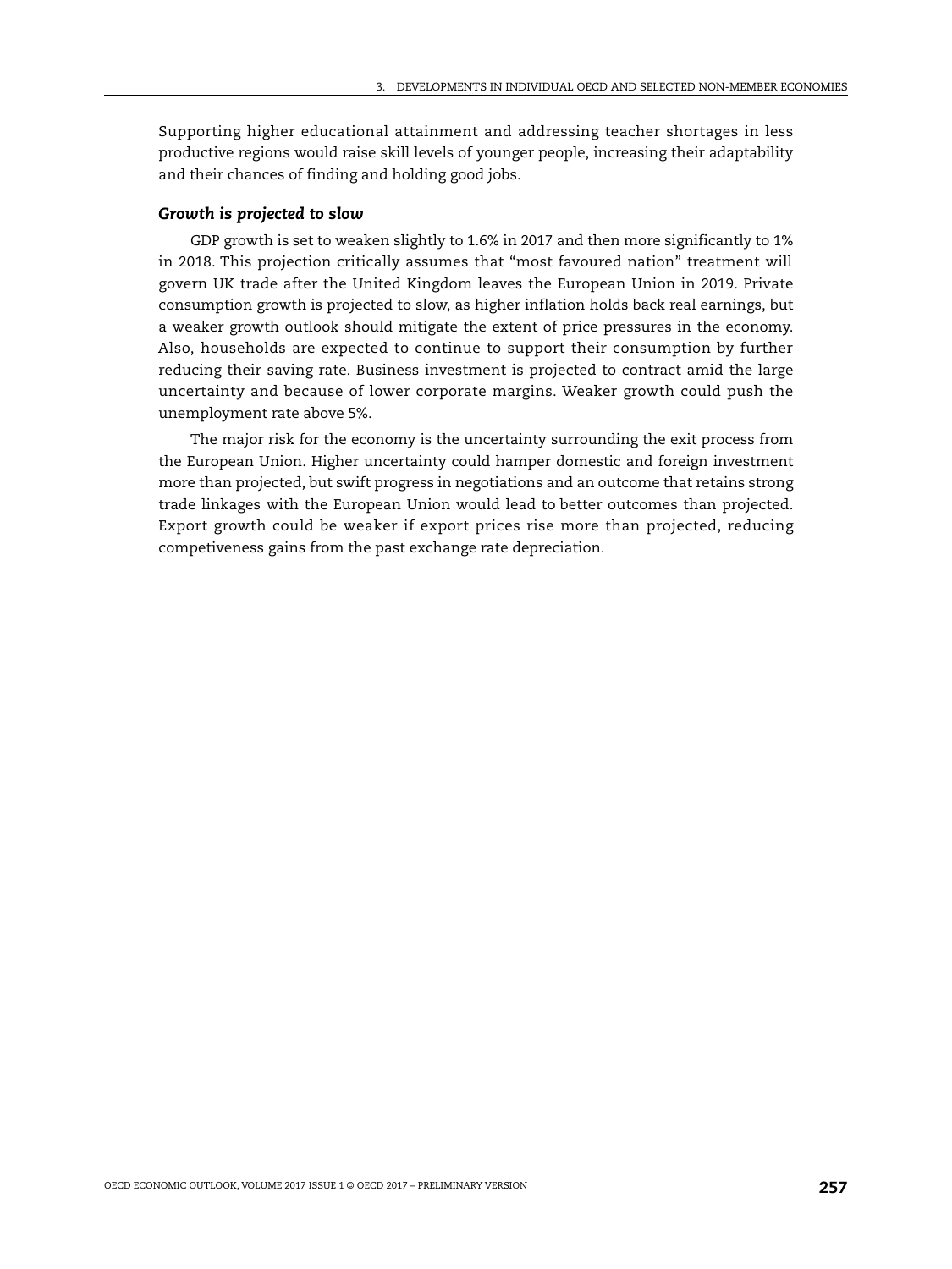Supporting higher educational attainment and addressing teacher shortages in less productive regions would raise skill levels of younger people, increasing their adaptability and their chances of finding and holding good jobs.

### *Growth is projected to slow*

GDP growth is set to weaken slightly to 1.6% in 2017 and then more significantly to 1% in 2018. This projection critically assumes that "most favoured nation" treatment will govern UK trade after the United Kingdom leaves the European Union in 2019. Private consumption growth is projected to slow, as higher inflation holds back real earnings, but a weaker growth outlook should mitigate the extent of price pressures in the economy. Also, households are expected to continue to support their consumption by further reducing their saving rate. Business investment is projected to contract amid the large uncertainty and because of lower corporate margins. Weaker growth could push the unemployment rate above 5%.

The major risk for the economy is the uncertainty surrounding the exit process from the European Union. Higher uncertainty could hamper domestic and foreign investment more than projected, but swift progress in negotiations and an outcome that retains strong trade linkages with the European Union would lead to better outcomes than projected. Export growth could be weaker if export prices rise more than projected, reducing competiveness gains from the past exchange rate depreciation.